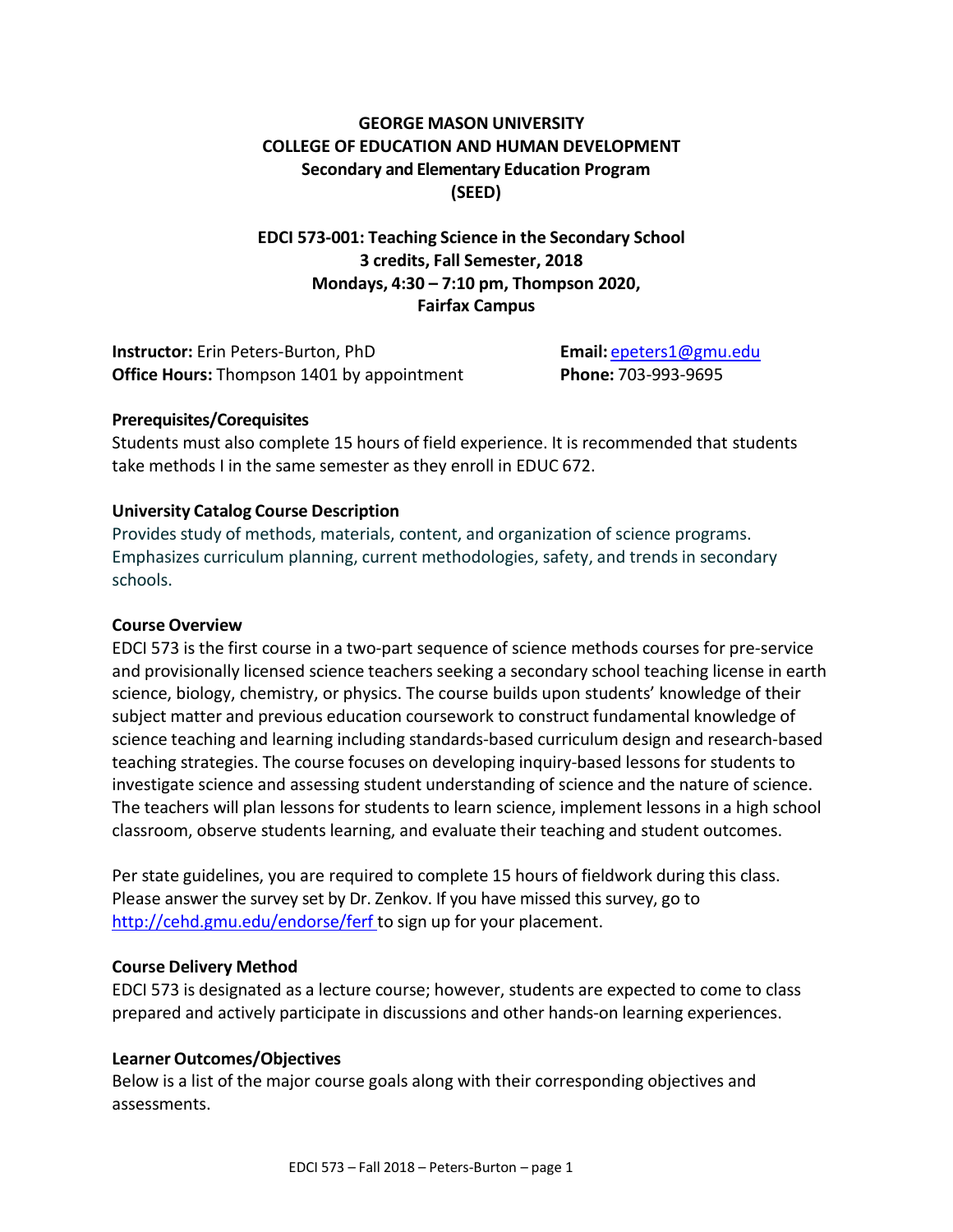# GEORGE MASON UNIVERSITY
# COLLEGE OF EDUCATION AND HUMAN DEVELOPMENT
## Secondary and Elementary Education Program
## (SEED)

## EDCI 573-001: Teaching Science in the Secondary School
**3 credits, Fall Semester, 2018**
**Mondays, 4:30 – 7:10 pm, Thompson 2020,**
**Fairfax Campus**

**Instructor:** Erin Peters-Burton, PhD
**Office Hours:** Thompson 1401 by appointment
**Email:** epeters1@gmu.edu
**Phone:** 703-993-9695

### Prerequisites/Corequisites
Students must also complete 15 hours of field experience. It is recommended that students take methods I in the same semester as they enroll in EDUC 672.

### University Catalog Course Description
Provides study of methods, materials, content, and organization of science programs. Emphasizes curriculum planning, current methodologies, safety, and trends in secondary schools.

### Course Overview
EDCI 573 is the first course in a two-part sequence of science methods courses for pre-service and provisionally licensed science teachers seeking a secondary school teaching license in earth science, biology, chemistry, or physics. The course builds upon students' knowledge of their subject matter and previous education coursework to construct fundamental knowledge of science teaching and learning including standards-based curriculum design and research-based teaching strategies. The course focuses on developing inquiry-based lessons for students to investigate science and assessing student understanding of science and the nature of science. The teachers will plan lessons for students to learn science, implement lessons in a high school classroom, observe students learning, and evaluate their teaching and student outcomes.

Per state guidelines, you are required to complete 15 hours of fieldwork during this class. Please answer the survey set by Dr. Zenkov. If you have missed this survey, go to http://cehd.gmu.edu/endorse/ferf to sign up for your placement.

### Course Delivery Method
EDCI 573 is designated as a lecture course; however, students are expected to come to class prepared and actively participate in discussions and other hands-on learning experiences.

### Learner Outcomes/Objectives
Below is a list of the major course goals along with their corresponding objectives and assessments.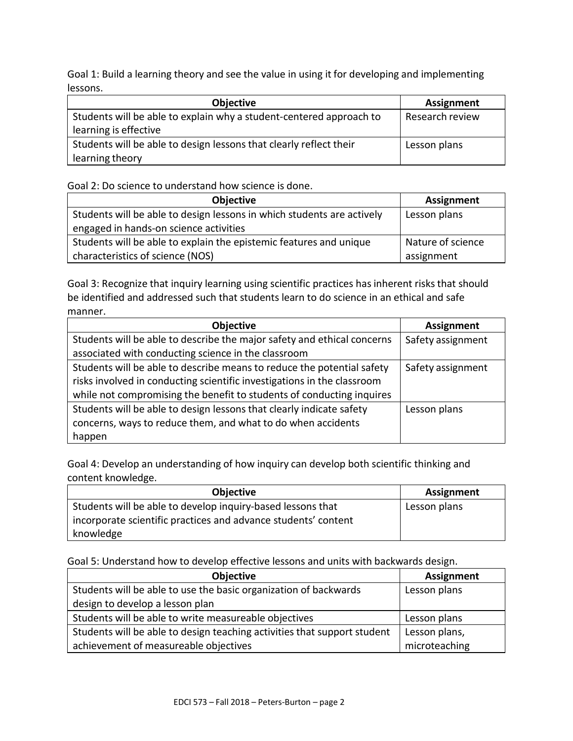Goal 1: Build a learning theory and see the value in using it for developing and implementing lessons.

| Objective | Assignment |
|---|---|
| Students will be able to explain why a student-centered approach to learning is effective | Research review |
| Students will be able to design lessons that clearly reflect their learning theory | Lesson plans |

Goal 2: Do science to understand how science is done.

| Objective | Assignment |
|---|---|
| Students will be able to design lessons in which students are actively engaged in hands-on science activities | Lesson plans |
| Students will be able to explain the epistemic features and unique characteristics of science (NOS) | Nature of science assignment |

Goal 3: Recognize that inquiry learning using scientific practices has inherent risks that should be identified and addressed such that students learn to do science in an ethical and safe manner.

| Objective | Assignment |
|---|---|
| Students will be able to describe the major safety and ethical concerns associated with conducting science in the classroom | Safety assignment |
| Students will be able to describe means to reduce the potential safety risks involved in conducting scientific investigations in the classroom while not compromising the benefit to students of conducting inquires | Safety assignment |
| Students will be able to design lessons that clearly indicate safety concerns, ways to reduce them, and what to do when accidents happen | Lesson plans |

Goal 4: Develop an understanding of how inquiry can develop both scientific thinking and content knowledge.

| Objective | Assignment |
|---|---|
| Students will be able to develop inquiry-based lessons that incorporate scientific practices and advance students' content knowledge | Lesson plans |

Goal 5: Understand how to develop effective lessons and units with backwards design.

| Objective | Assignment |
|---|---|
| Students will be able to use the basic organization of backwards design to develop a lesson plan | Lesson plans |
| Students will be able to write measureable objectives | Lesson plans |
| Students will be able to design teaching activities that support student achievement of measureable objectives | Lesson plans, microteaching |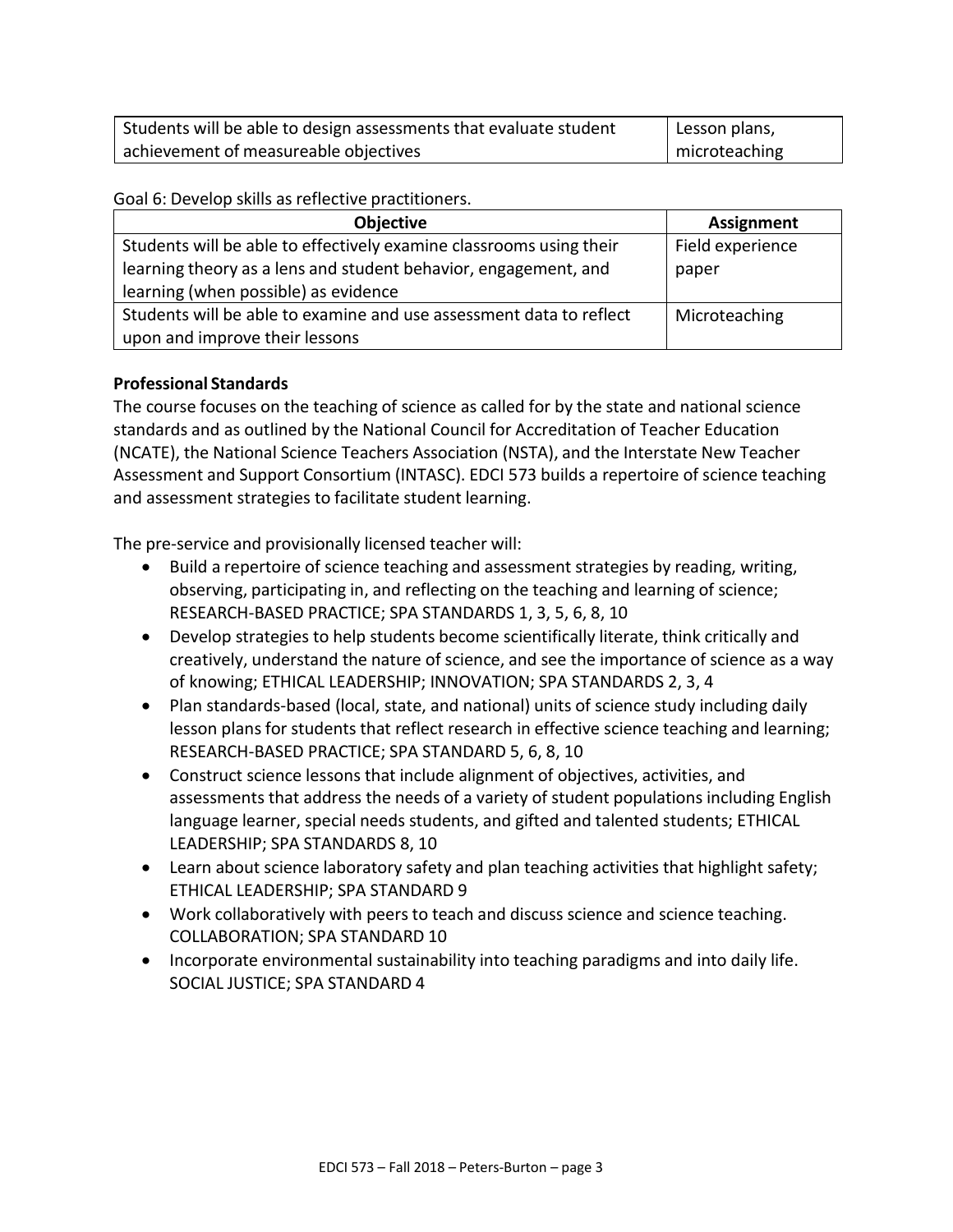| Students will be able to design assessments that evaluate student achievement of measureable objectives | Lesson plans, microteaching |
|---|---|

Goal 6: Develop skills as reflective practitioners.

| Objective | Assignment |
|---|---|
| Students will be able to effectively examine classrooms using their learning theory as a lens and student behavior, engagement, and learning (when possible) as evidence | Field experience paper |
| Students will be able to examine and use assessment data to reflect upon and improve their lessons | Microteaching |

**Professional Standards**

The course focuses on the teaching of science as called for by the state and national science standards and as outlined by the National Council for Accreditation of Teacher Education (NCATE), the National Science Teachers Association (NSTA), and the Interstate New Teacher Assessment and Support Consortium (INTASC). EDCI 573 builds a repertoire of science teaching and assessment strategies to facilitate student learning.

The pre-service and provisionally licensed teacher will:

- Build a repertoire of science teaching and assessment strategies by reading, writing, observing, participating in, and reflecting on the teaching and learning of science; RESEARCH-BASED PRACTICE; SPA STANDARDS 1, 3, 5, 6, 8, 10
- Develop strategies to help students become scientifically literate, think critically and creatively, understand the nature of science, and see the importance of science as a way of knowing; ETHICAL LEADERSHIP; INNOVATION; SPA STANDARDS 2, 3, 4
- Plan standards-based (local, state, and national) units of science study including daily lesson plans for students that reflect research in effective science teaching and learning; RESEARCH-BASED PRACTICE; SPA STANDARD 5, 6, 8, 10
- Construct science lessons that include alignment of objectives, activities, and assessments that address the needs of a variety of student populations including English language learner, special needs students, and gifted and talented students; ETHICAL LEADERSHIP; SPA STANDARDS 8, 10
- Learn about science laboratory safety and plan teaching activities that highlight safety; ETHICAL LEADERSHIP; SPA STANDARD 9
- Work collaboratively with peers to teach and discuss science and science teaching. COLLABORATION; SPA STANDARD 10
- Incorporate environmental sustainability into teaching paradigms and into daily life. SOCIAL JUSTICE; SPA STANDARD 4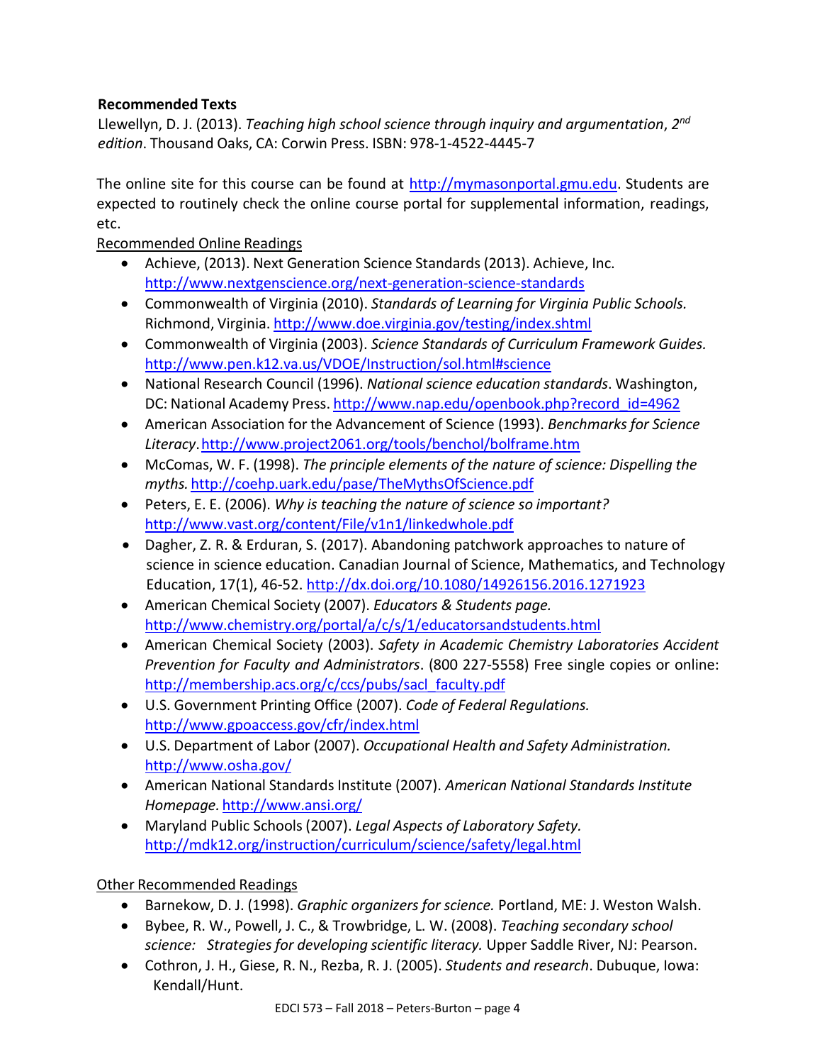**Recommended Texts**

Llewellyn, D. J. (2013). *Teaching high school science through inquiry and argumentation*, *2nd edition*. Thousand Oaks, CA: Corwin Press. ISBN: 978-1-4522-4445-7

The online site for this course can be found at http://mymasonportal.gmu.edu. Students are expected to routinely check the online course portal for supplemental information, readings, etc.

Recommended Online Readings

- Achieve, (2013). Next Generation Science Standards (2013). Achieve, Inc. http://www.nextgenscience.org/next-generation-science-standards
- Commonwealth of Virginia (2010). *Standards of Learning for Virginia Public Schools.* Richmond, Virginia. http://www.doe.virginia.gov/testing/index.shtml
- Commonwealth of Virginia (2003). *Science Standards of Curriculum Framework Guides.* http://www.pen.k12.va.us/VDOE/Instruction/sol.html#science
- National Research Council (1996). *National science education standards*. Washington, DC: National Academy Press. http://www.nap.edu/openbook.php?record_id=4962
- American Association for the Advancement of Science (1993). *Benchmarks for Science Literacy*. http://www.project2061.org/tools/benchol/bolframe.htm
- McComas, W. F. (1998). *The principle elements of the nature of science: Dispelling the myths.* http://coehp.uark.edu/pase/TheMythsOfScience.pdf
- Peters, E. E. (2006). *Why is teaching the nature of science so important?* http://www.vast.org/content/File/v1n1/linkedwhole.pdf
- Dagher, Z. R. & Erduran, S. (2017). Abandoning patchwork approaches to nature of science in science education. Canadian Journal of Science, Mathematics, and Technology Education, 17(1), 46-52. http://dx.doi.org/10.1080/14926156.2016.1271923
- American Chemical Society (2007). *Educators & Students page.* http://www.chemistry.org/portal/a/c/s/1/educatorsandstudents.html
- American Chemical Society (2003). *Safety in Academic Chemistry Laboratories Accident Prevention for Faculty and Administrators*. (800 227-5558) Free single copies or online: http://membership.acs.org/c/ccs/pubs/sacl_faculty.pdf
- U.S. Government Printing Office (2007). *Code of Federal Regulations.* http://www.gpoaccess.gov/cfr/index.html
- U.S. Department of Labor (2007). *Occupational Health and Safety Administration.* http://www.osha.gov/
- American National Standards Institute (2007). *American National Standards Institute Homepage.* http://www.ansi.org/
- Maryland Public Schools (2007). *Legal Aspects of Laboratory Safety.* http://mdk12.org/instruction/curriculum/science/safety/legal.html

Other Recommended Readings

- Barnekow, D. J. (1998). *Graphic organizers for science.* Portland, ME: J. Weston Walsh.
- Bybee, R. W., Powell, J. C., & Trowbridge, L. W. (2008). *Teaching secondary school science: Strategies for developing scientific literacy.* Upper Saddle River, NJ: Pearson.
- Cothron, J. H., Giese, R. N., Rezba, R. J. (2005). *Students and research*. Dubuque, Iowa: Kendall/Hunt.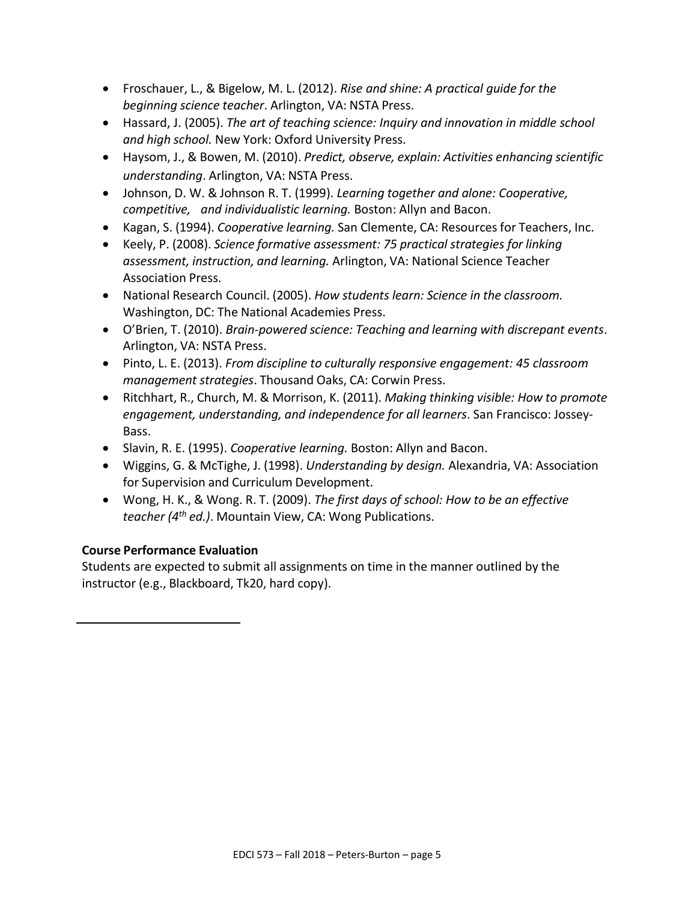- Froschauer, L., & Bigelow, M. L. (2012). *Rise and shine: A practical guide for the beginning science teacher*. Arlington, VA: NSTA Press.
- Hassard, J. (2005). *The art of teaching science: Inquiry and innovation in middle school and high school.* New York: Oxford University Press.
- Haysom, J., & Bowen, M. (2010). *Predict, observe, explain: Activities enhancing scientific understanding*. Arlington, VA: NSTA Press.
- Johnson, D. W. & Johnson R. T. (1999). *Learning together and alone: Cooperative, competitive, and individualistic learning.* Boston: Allyn and Bacon.
- Kagan, S. (1994). *Cooperative learning.* San Clemente, CA: Resources for Teachers, Inc.
- Keely, P. (2008). *Science formative assessment: 75 practical strategies for linking assessment, instruction, and learning.* Arlington, VA: National Science Teacher Association Press.
- National Research Council. (2005). *How students learn: Science in the classroom.* Washington, DC: The National Academies Press.
- O'Brien, T. (2010). *Brain-powered science: Teaching and learning with discrepant events*. Arlington, VA: NSTA Press.
- Pinto, L. E. (2013). *From discipline to culturally responsive engagement: 45 classroom management strategies*. Thousand Oaks, CA: Corwin Press.
- Ritchhart, R., Church, M. & Morrison, K. (2011). *Making thinking visible: How to promote engagement, understanding, and independence for all learners*. San Francisco: Jossey-Bass.
- Slavin, R. E. (1995). *Cooperative learning.* Boston: Allyn and Bacon.
- Wiggins, G. & McTighe, J. (1998). *Understanding by design.* Alexandria, VA: Association for Supervision and Curriculum Development.
- Wong, H. K., & Wong. R. T. (2009). *The first days of school: How to be an effective teacher (4th ed.)*. Mountain View, CA: Wong Publications.

**Course Performance Evaluation**

Students are expected to submit all assignments on time in the manner outlined by the instructor (e.g., Blackboard, Tk20, hard copy).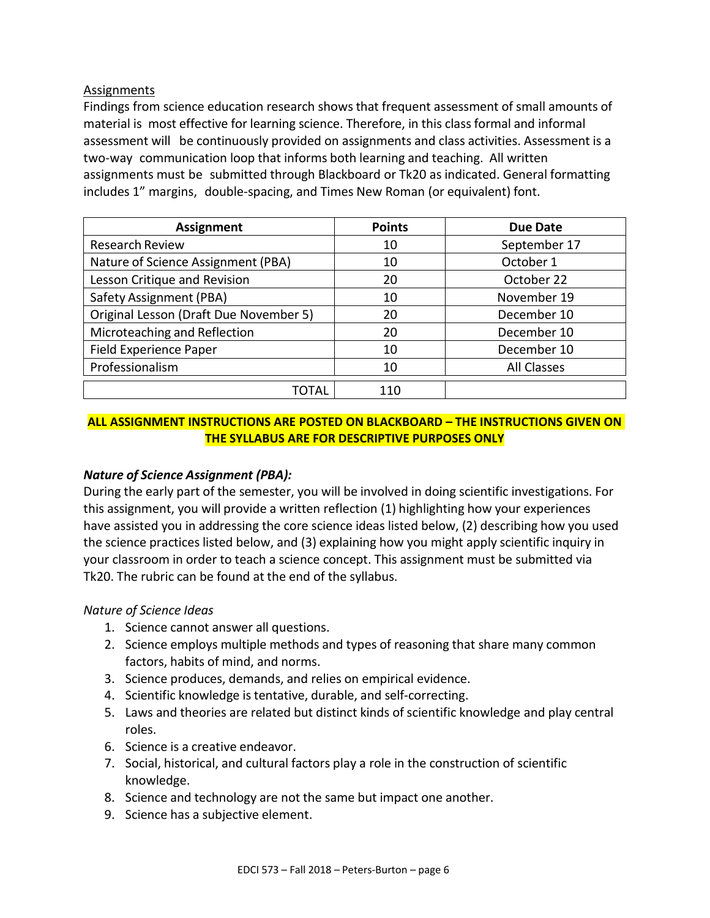Assignments

Findings from science education research shows that frequent assessment of small amounts of material is most effective for learning science. Therefore, in this class formal and informal assessment will be continuously provided on assignments and class activities. Assessment is a two-way communication loop that informs both learning and teaching. All written assignments must be submitted through Blackboard or Tk20 as indicated. General formatting includes 1" margins, double-spacing, and Times New Roman (or equivalent) font.

| Assignment | Points | Due Date |
|---|---|---|
| Research Review | 10 | September 17 |
| Nature of Science Assignment (PBA) | 10 | October 1 |
| Lesson Critique and Revision | 20 | October 22 |
| Safety Assignment (PBA) | 10 | November 19 |
| Original Lesson (Draft Due November 5) | 20 | December 10 |
| Microteaching and Reflection | 20 | December 10 |
| Field Experience Paper | 10 | December 10 |
| Professionalism | 10 | All Classes |
| TOTAL | 110 | |

**ALL ASSIGNMENT INSTRUCTIONS ARE POSTED ON BLACKBOARD – THE INSTRUCTIONS GIVEN ON THE SYLLABUS ARE FOR DESCRIPTIVE PURPOSES ONLY**

***Nature of Science Assignment (PBA):***

During the early part of the semester, you will be involved in doing scientific investigations. For this assignment, you will provide a written reflection (1) highlighting how your experiences have assisted you in addressing the core science ideas listed below, (2) describing how you used the science practices listed below, and (3) explaining how you might apply scientific inquiry in your classroom in order to teach a science concept. This assignment must be submitted via Tk20. The rubric can be found at the end of the syllabus.

*Nature of Science Ideas*

1. Science cannot answer all questions.
2. Science employs multiple methods and types of reasoning that share many common factors, habits of mind, and norms.
3. Science produces, demands, and relies on empirical evidence.
4. Scientific knowledge is tentative, durable, and self-correcting.
5. Laws and theories are related but distinct kinds of scientific knowledge and play central roles.
6. Science is a creative endeavor.
7. Social, historical, and cultural factors play a role in the construction of scientific knowledge.
8. Science and technology are not the same but impact one another.
9. Science has a subjective element.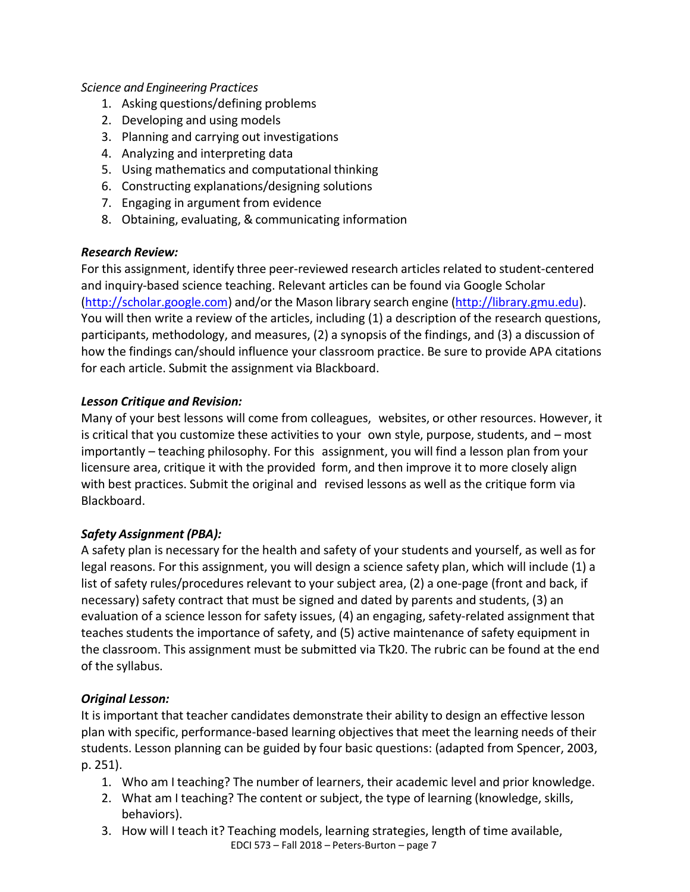*Science and Engineering Practices*

1. Asking questions/defining problems
2. Developing and using models
3. Planning and carrying out investigations
4. Analyzing and interpreting data
5. Using mathematics and computational thinking
6. Constructing explanations/designing solutions
7. Engaging in argument from evidence
8. Obtaining, evaluating, & communicating information

***Research Review:***

For this assignment, identify three peer-reviewed research articles related to student-centered and inquiry-based science teaching. Relevant articles can be found via Google Scholar (http://scholar.google.com) and/or the Mason library search engine (http://library.gmu.edu). You will then write a review of the articles, including (1) a description of the research questions, participants, methodology, and measures, (2) a synopsis of the findings, and (3) a discussion of how the findings can/should influence your classroom practice. Be sure to provide APA citations for each article. Submit the assignment via Blackboard.

***Lesson Critique and Revision:***

Many of your best lessons will come from colleagues, websites, or other resources. However, it is critical that you customize these activities to your own style, purpose, students, and – most importantly – teaching philosophy. For this assignment, you will find a lesson plan from your licensure area, critique it with the provided form, and then improve it to more closely align with best practices. Submit the original and revised lessons as well as the critique form via Blackboard.

***Safety Assignment (PBA):***

A safety plan is necessary for the health and safety of your students and yourself, as well as for legal reasons. For this assignment, you will design a science safety plan, which will include (1) a list of safety rules/procedures relevant to your subject area, (2) a one-page (front and back, if necessary) safety contract that must be signed and dated by parents and students, (3) an evaluation of a science lesson for safety issues, (4) an engaging, safety-related assignment that teaches students the importance of safety, and (5) active maintenance of safety equipment in the classroom. This assignment must be submitted via Tk20. The rubric can be found at the end of the syllabus.

***Original Lesson:***

It is important that teacher candidates demonstrate their ability to design an effective lesson plan with specific, performance-based learning objectives that meet the learning needs of their students. Lesson planning can be guided by four basic questions: (adapted from Spencer, 2003, p. 251).

1. Who am I teaching? The number of learners, their academic level and prior knowledge.
2. What am I teaching? The content or subject, the type of learning (knowledge, skills, behaviors).
3. How will I teach it? Teaching models, learning strategies, length of time available,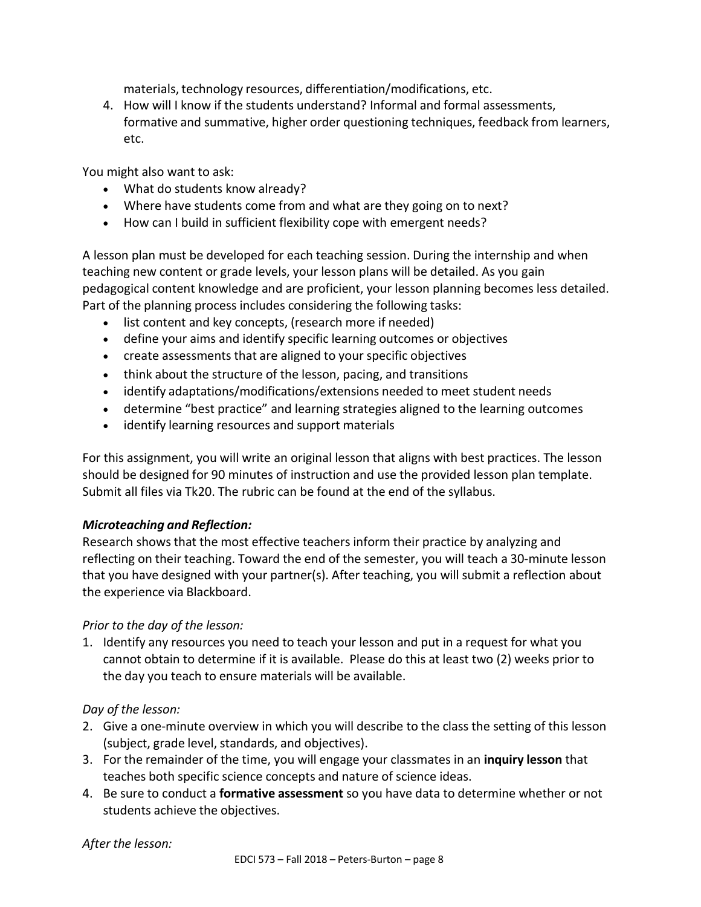materials, technology resources, differentiation/modifications, etc.

4. How will I know if the students understand? Informal and formal assessments, formative and summative, higher order questioning techniques, feedback from learners, etc.

You might also want to ask:

- What do students know already?
- Where have students come from and what are they going on to next?
- How can I build in sufficient flexibility cope with emergent needs?

A lesson plan must be developed for each teaching session. During the internship and when teaching new content or grade levels, your lesson plans will be detailed. As you gain pedagogical content knowledge and are proficient, your lesson planning becomes less detailed. Part of the planning process includes considering the following tasks:

- list content and key concepts, (research more if needed)
- define your aims and identify specific learning outcomes or objectives
- create assessments that are aligned to your specific objectives
- think about the structure of the lesson, pacing, and transitions
- identify adaptations/modifications/extensions needed to meet student needs
- determine "best practice" and learning strategies aligned to the learning outcomes
- identify learning resources and support materials

For this assignment, you will write an original lesson that aligns with best practices. The lesson should be designed for 90 minutes of instruction and use the provided lesson plan template. Submit all files via Tk20. The rubric can be found at the end of the syllabus.

***Microteaching and Reflection:***

Research shows that the most effective teachers inform their practice by analyzing and reflecting on their teaching. Toward the end of the semester, you will teach a 30-minute lesson that you have designed with your partner(s). After teaching, you will submit a reflection about the experience via Blackboard.

*Prior to the day of the lesson:*

1. Identify any resources you need to teach your lesson and put in a request for what you cannot obtain to determine if it is available. Please do this at least two (2) weeks prior to the day you teach to ensure materials will be available.

*Day of the lesson:*

2. Give a one-minute overview in which you will describe to the class the setting of this lesson (subject, grade level, standards, and objectives).
3. For the remainder of the time, you will engage your classmates in an **inquiry lesson** that teaches both specific science concepts and nature of science ideas.
4. Be sure to conduct a **formative assessment** so you have data to determine whether or not students achieve the objectives.

*After the lesson:*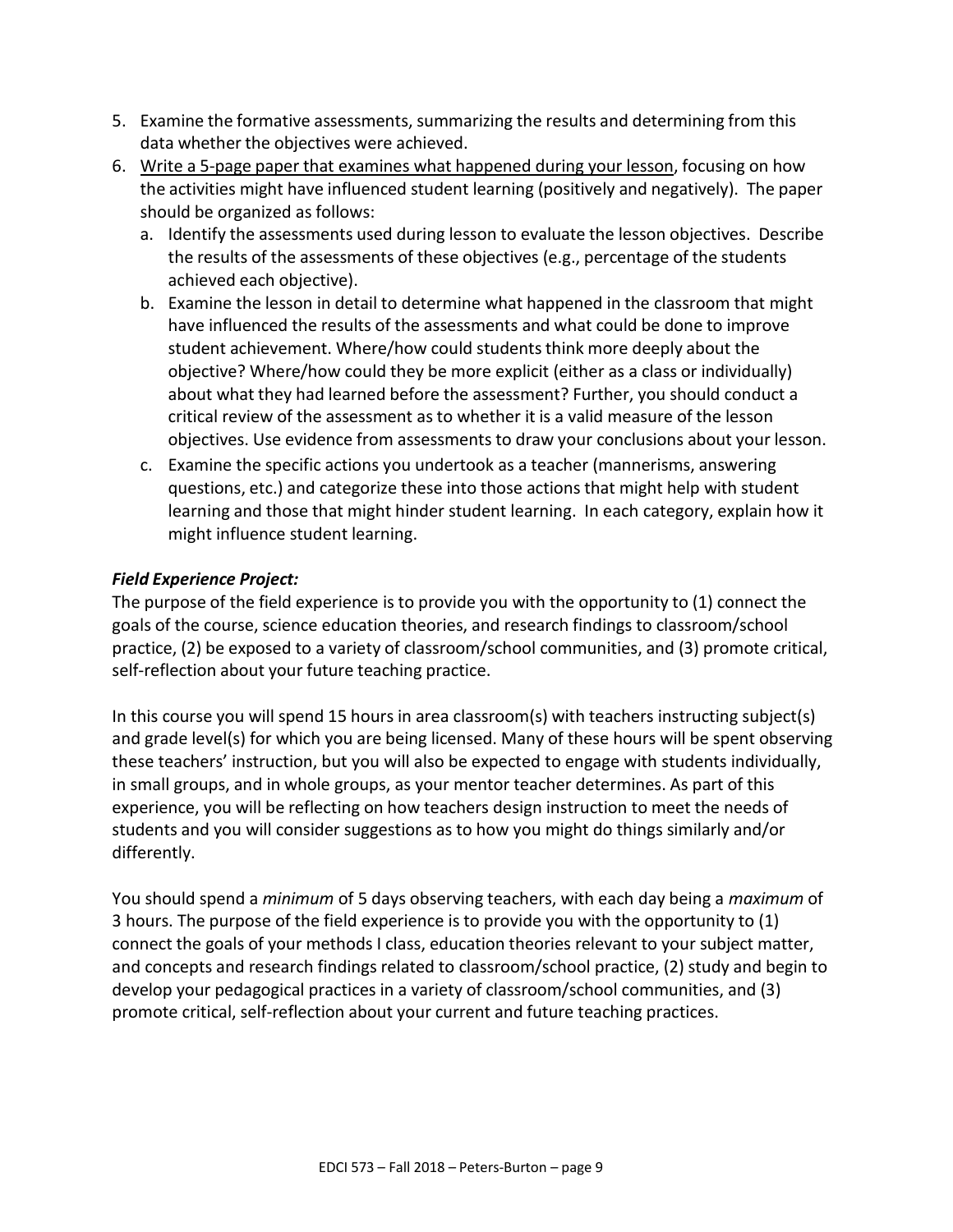5. Examine the formative assessments, summarizing the results and determining from this data whether the objectives were achieved.
6. <u>Write a 5-page paper that examines what happened during your lesson</u>, focusing on how the activities might have influenced student learning (positively and negatively). The paper should be organized as follows:
   a. Identify the assessments used during lesson to evaluate the lesson objectives. Describe the results of the assessments of these objectives (e.g., percentage of the students achieved each objective).
   b. Examine the lesson in detail to determine what happened in the classroom that might have influenced the results of the assessments and what could be done to improve student achievement. Where/how could students think more deeply about the objective? Where/how could they be more explicit (either as a class or individually) about what they had learned before the assessment? Further, you should conduct a critical review of the assessment as to whether it is a valid measure of the lesson objectives. Use evidence from assessments to draw your conclusions about your lesson.
   c. Examine the specific actions you undertook as a teacher (mannerisms, answering questions, etc.) and categorize these into those actions that might help with student learning and those that might hinder student learning. In each category, explain how it might influence student learning.

***Field Experience Project:***

The purpose of the field experience is to provide you with the opportunity to (1) connect the goals of the course, science education theories, and research findings to classroom/school practice, (2) be exposed to a variety of classroom/school communities, and (3) promote critical, self-reflection about your future teaching practice.

In this course you will spend 15 hours in area classroom(s) with teachers instructing subject(s) and grade level(s) for which you are being licensed. Many of these hours will be spent observing these teachers' instruction, but you will also be expected to engage with students individually, in small groups, and in whole groups, as your mentor teacher determines. As part of this experience, you will be reflecting on how teachers design instruction to meet the needs of students and you will consider suggestions as to how you might do things similarly and/or differently.

You should spend a *minimum* of 5 days observing teachers, with each day being a *maximum* of 3 hours. The purpose of the field experience is to provide you with the opportunity to (1) connect the goals of your methods I class, education theories relevant to your subject matter, and concepts and research findings related to classroom/school practice, (2) study and begin to develop your pedagogical practices in a variety of classroom/school communities, and (3) promote critical, self-reflection about your current and future teaching practices.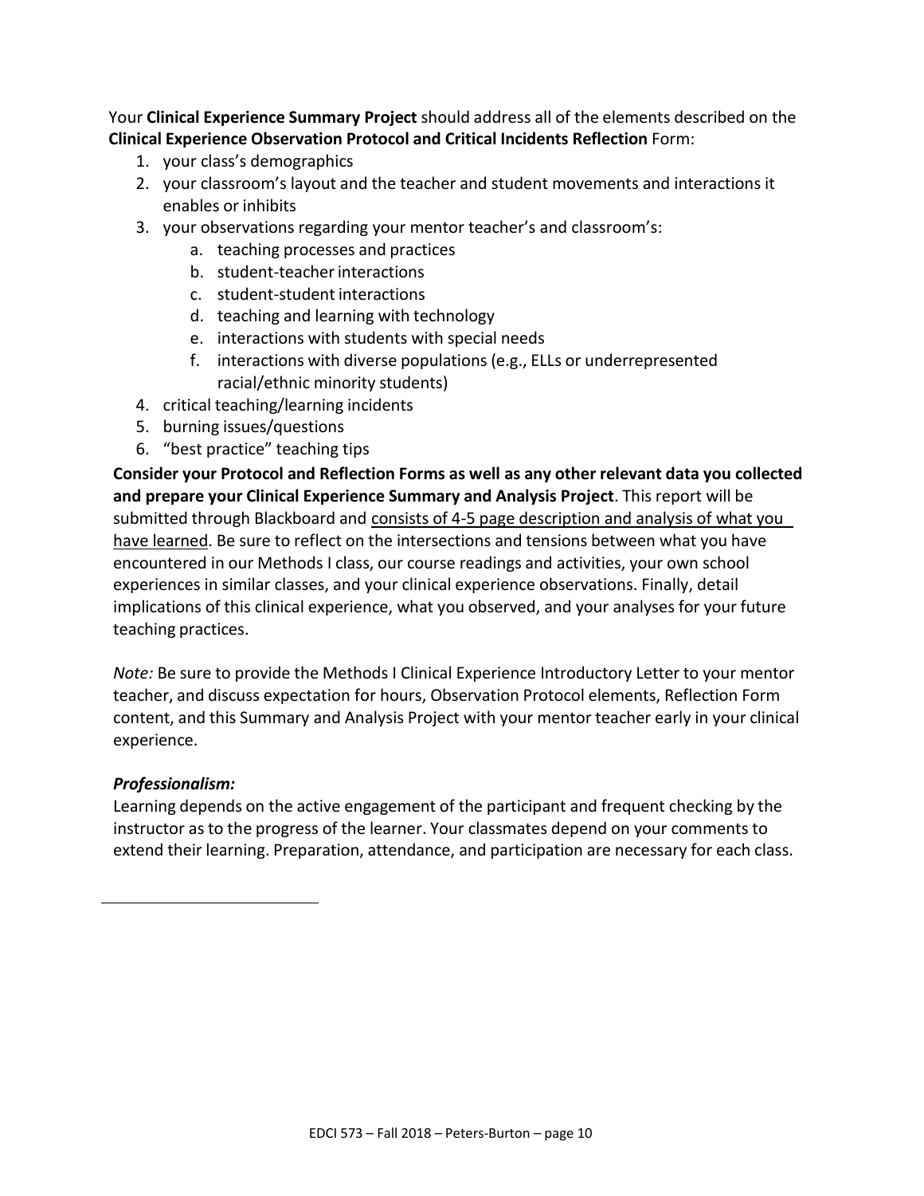Your **Clinical Experience Summary Project** should address all of the elements described on the **Clinical Experience Observation Protocol and Critical Incidents Reflection** Form:

1. your class's demographics
2. your classroom's layout and the teacher and student movements and interactions it enables or inhibits
3. your observations regarding your mentor teacher's and classroom's:
   a. teaching processes and practices
   b. student-teacher interactions
   c. student-student interactions
   d. teaching and learning with technology
   e. interactions with students with special needs
   f. interactions with diverse populations (e.g., ELLs or underrepresented racial/ethnic minority students)
4. critical teaching/learning incidents
5. burning issues/questions
6. "best practice" teaching tips

**Consider your Protocol and Reflection Forms as well as any other relevant data you collected and prepare your Clinical Experience Summary and Analysis Project**. This report will be submitted through Blackboard and <u>consists of 4-5 page description and analysis of what you have learned</u>. Be sure to reflect on the intersections and tensions between what you have encountered in our Methods I class, our course readings and activities, your own school experiences in similar classes, and your clinical experience observations. Finally, detail implications of this clinical experience, what you observed, and your analyses for your future teaching practices.

*Note:* Be sure to provide the Methods I Clinical Experience Introductory Letter to your mentor teacher, and discuss expectation for hours, Observation Protocol elements, Reflection Form content, and this Summary and Analysis Project with your mentor teacher early in your clinical experience.

***Professionalism:***

Learning depends on the active engagement of the participant and frequent checking by the instructor as to the progress of the learner. Your classmates depend on your comments to extend their learning. Preparation, attendance, and participation are necessary for each class.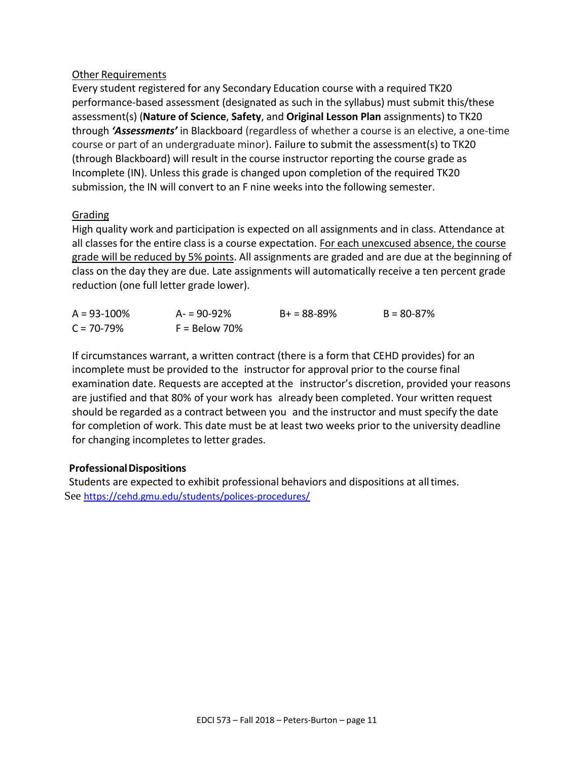Other Requirements

Every student registered for any Secondary Education course with a required TK20 performance-based assessment (designated as such in the syllabus) must submit this/these assessment(s) (**Nature of Science**, **Safety**, and **Original Lesson Plan** assignments) to TK20 through ***'Assessments'*** in Blackboard (regardless of whether a course is an elective, a one-time course or part of an undergraduate minor). Failure to submit the assessment(s) to TK20 (through Blackboard) will result in the course instructor reporting the course grade as Incomplete (IN). Unless this grade is changed upon completion of the required TK20 submission, the IN will convert to an F nine weeks into the following semester.

Grading

High quality work and participation is expected on all assignments and in class. Attendance at all classes for the entire class is a course expectation. For each unexcused absence, the course grade will be reduced by 5% points. All assignments are graded and are due at the beginning of class on the day they are due. Late assignments will automatically receive a ten percent grade reduction (one full letter grade lower).

| | | | |
|---|---|---|---|
| A = 93-100% | A- = 90-92% | B+ = 88-89% | B = 80-87% |
| C = 70-79% | F = Below 70% | | |

If circumstances warrant, a written contract (there is a form that CEHD provides) for an incomplete must be provided to the instructor for approval prior to the course final examination date. Requests are accepted at the instructor's discretion, provided your reasons are justified and that 80% of your work has already been completed. Your written request should be regarded as a contract between you and the instructor and must specify the date for completion of work. This date must be at least two weeks prior to the university deadline for changing incompletes to letter grades.

**Professional Dispositions**

Students are expected to exhibit professional behaviors and dispositions at all times. See https://cehd.gmu.edu/students/polices-procedures/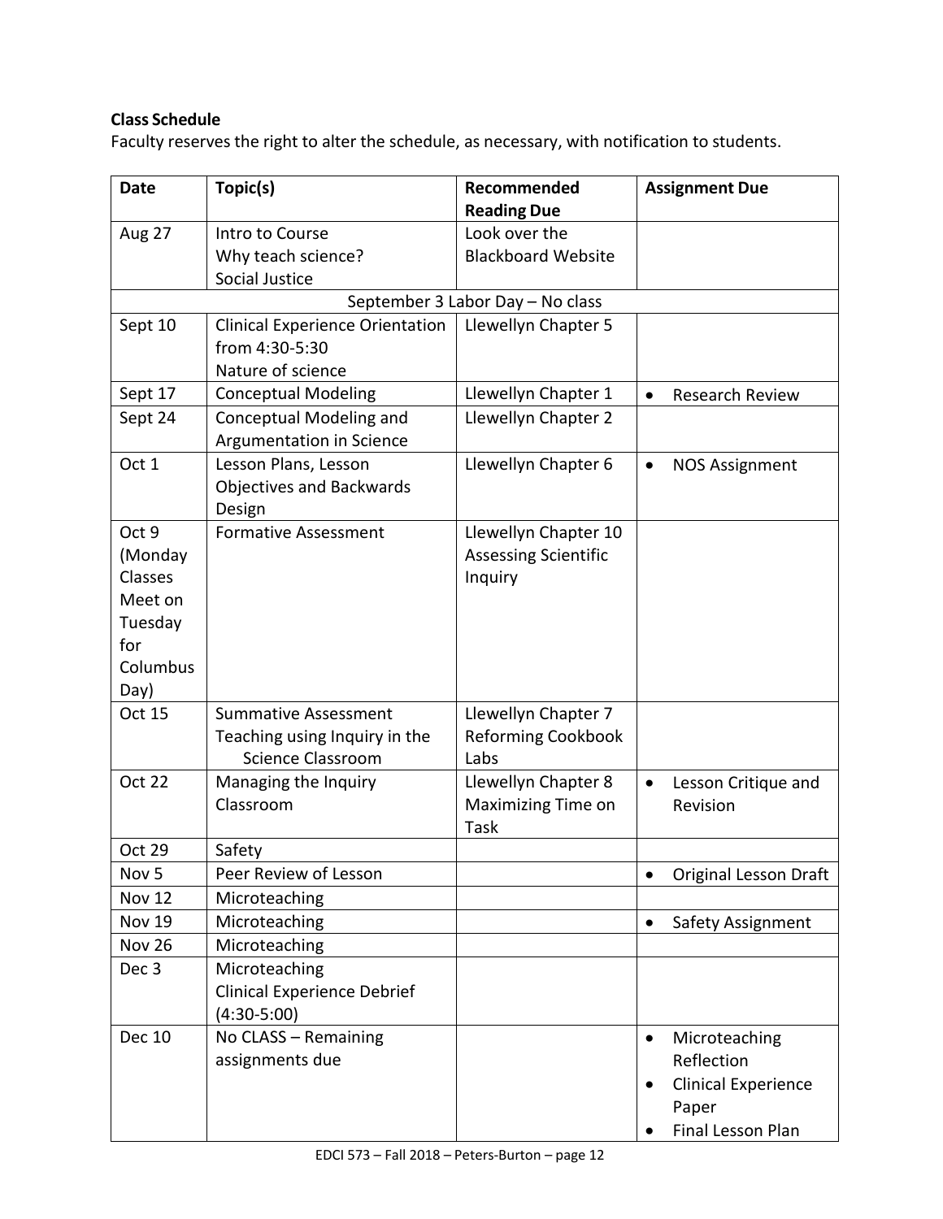**Class Schedule**

Faculty reserves the right to alter the schedule, as necessary, with notification to students.

| Date | Topic(s) | Recommended Reading Due | Assignment Due |
|---|---|---|---|
| Aug 27 | Intro to Course<br>Why teach science?<br>Social Justice | Look over the Blackboard Website | |
| September 3 Labor Day – No class | | | |
| Sept 10 | Clinical Experience Orientation from 4:30-5:30<br>Nature of science | Llewellyn Chapter 5 | |
| Sept 17 | Conceptual Modeling | Llewellyn Chapter 1 | • Research Review |
| Sept 24 | Conceptual Modeling and Argumentation in Science | Llewellyn Chapter 2 | |
| Oct 1 | Lesson Plans, Lesson Objectives and Backwards Design | Llewellyn Chapter 6 | • NOS Assignment |
| Oct 9 (Monday Classes Meet on Tuesday for Columbus Day) | Formative Assessment | Llewellyn Chapter 10 Assessing Scientific Inquiry | |
| Oct 15 | Summative Assessment<br>Teaching using Inquiry in the Science Classroom | Llewellyn Chapter 7 Reforming Cookbook Labs | |
| Oct 22 | Managing the Inquiry Classroom | Llewellyn Chapter 8 Maximizing Time on Task | • Lesson Critique and Revision |
| Oct 29 | Safety | | |
| Nov 5 | Peer Review of Lesson | | • Original Lesson Draft |
| Nov 12 | Microteaching | | |
| Nov 19 | Microteaching | | • Safety Assignment |
| Nov 26 | Microteaching | | |
| Dec 3 | Microteaching<br>Clinical Experience Debrief (4:30-5:00) | | |
| Dec 10 | No CLASS – Remaining assignments due | | • Microteaching Reflection<br>• Clinical Experience Paper<br>• Final Lesson Plan |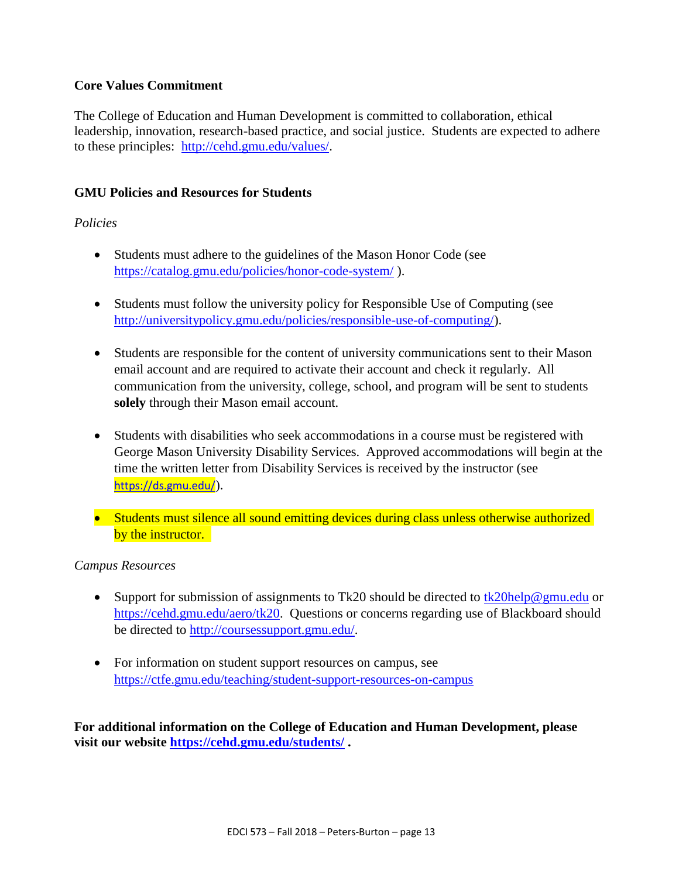**Core Values Commitment**

The College of Education and Human Development is committed to collaboration, ethical leadership, innovation, research-based practice, and social justice. Students are expected to adhere to these principles: http://cehd.gmu.edu/values/.

**GMU Policies and Resources for Students**

*Policies*

- Students must adhere to the guidelines of the Mason Honor Code (see https://catalog.gmu.edu/policies/honor-code-system/ ).

- Students must follow the university policy for Responsible Use of Computing (see http://universitypolicy.gmu.edu/policies/responsible-use-of-computing/).

- Students are responsible for the content of university communications sent to their Mason email account and are required to activate their account and check it regularly. All communication from the university, college, school, and program will be sent to students **solely** through their Mason email account.

- Students with disabilities who seek accommodations in a course must be registered with George Mason University Disability Services. Approved accommodations will begin at the time the written letter from Disability Services is received by the instructor (see https://ds.gmu.edu/).

- Students must silence all sound emitting devices during class unless otherwise authorized by the instructor.

*Campus Resources*

- Support for submission of assignments to Tk20 should be directed to tk20help@gmu.edu or https://cehd.gmu.edu/aero/tk20. Questions or concerns regarding use of Blackboard should be directed to http://coursessupport.gmu.edu/.

- For information on student support resources on campus, see https://ctfe.gmu.edu/teaching/student-support-resources-on-campus

**For additional information on the College of Education and Human Development, please visit our website https://cehd.gmu.edu/students/ .**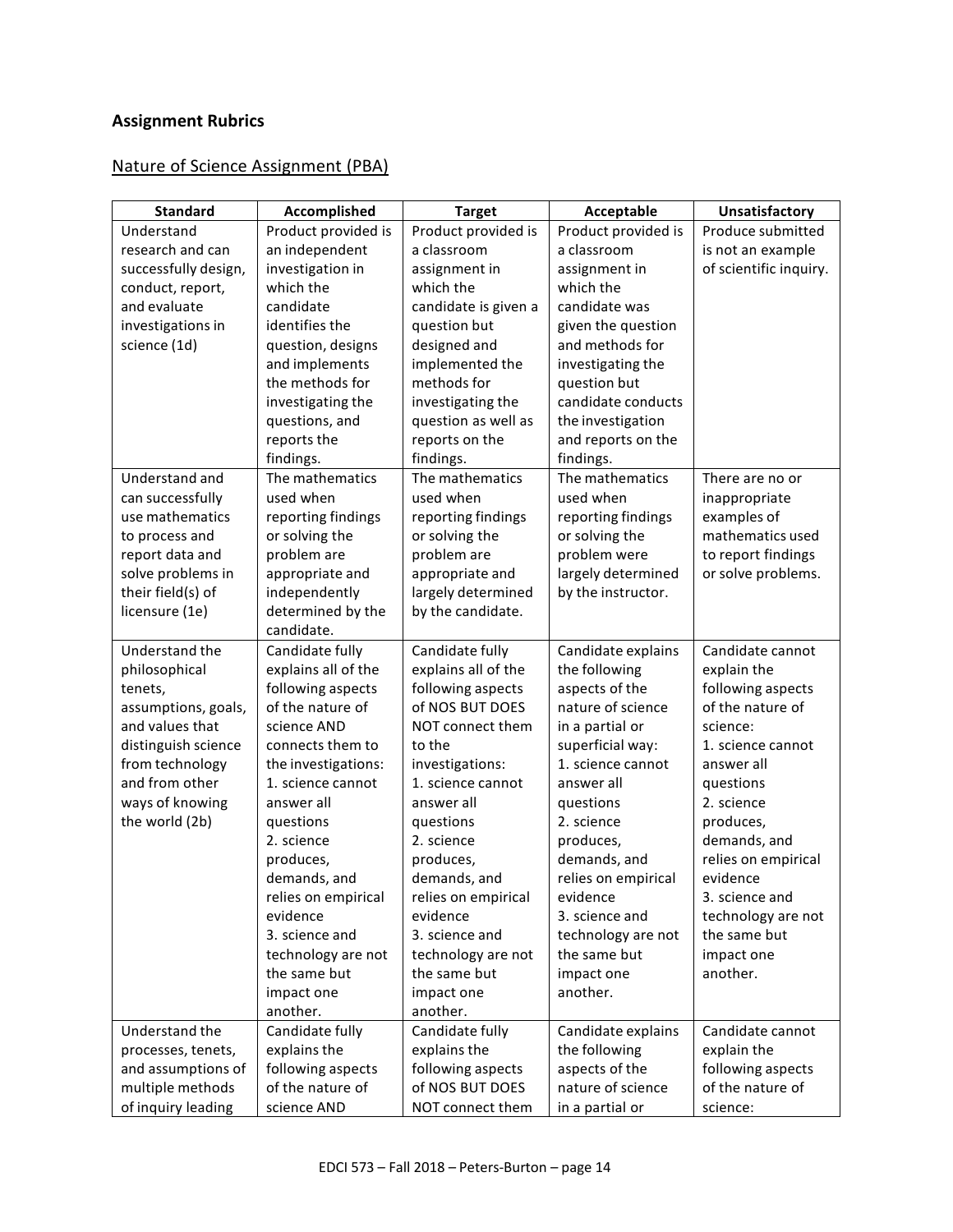## Assignment Rubrics

### Nature of Science Assignment (PBA)

| Standard | Accomplished | Target | Acceptable | Unsatisfactory |
| --- | --- | --- | --- | --- |
| Understand research and can successfully design, conduct, report, and evaluate investigations in science (1d) | Product provided is an independent investigation in which the candidate identifies the question, designs and implements the methods for investigating the questions, and reports the findings. | Product provided is a classroom assignment in which the candidate is given a question but designed and implemented the methods for investigating the question as well as reports on the findings. | Product provided is a classroom assignment in which the candidate was given the question and methods for investigating the question but candidate conducts the investigation and reports on the findings. | Produce submitted is not an example of scientific inquiry. |
| Understand and can successfully use mathematics to process and report data and solve problems in their field(s) of licensure (1e) | The mathematics used when reporting findings or solving the problem are appropriate and independently determined by the candidate. | The mathematics used when reporting findings or solving the problem are appropriate and largely determined by the candidate. | The mathematics used when reporting findings or solving the problem were largely determined by the instructor. | There are no or inappropriate examples of mathematics used to report findings or solve problems. |
| Understand the philosophical tenets, assumptions, goals, and values that distinguish science from technology and from other ways of knowing the world (2b) | Candidate fully explains all of the following aspects of the nature of science AND connects them to the investigations:<br>1. science cannot answer all questions<br>2. science produces, demands, and relies on empirical evidence<br>3. science and technology are not the same but impact one another. | Candidate fully explains all of the following aspects of NOS BUT DOES NOT connect them to the investigations:<br>1. science cannot answer all questions<br>2. science produces, demands, and relies on empirical evidence<br>3. science and technology are not the same but impact one another. | Candidate explains the following aspects of the nature of science in a partial or superficial way:<br>1. science cannot answer all questions<br>2. science produces, demands, and relies on empirical evidence<br>3. science and technology are not the same but impact one another. | Candidate cannot explain the following aspects of the nature of science:<br>1. science cannot answer all questions<br>2. science produces, demands, and relies on empirical evidence<br>3. science and technology are not the same but impact one another. |
| Understand the processes, tenets, and assumptions of multiple methods of inquiry leading | Candidate fully explains the following aspects of the nature of science AND | Candidate fully explains the following aspects of NOS BUT DOES NOT connect them | Candidate explains the following aspects of the nature of science in a partial or | Candidate cannot explain the following aspects of the nature of science: |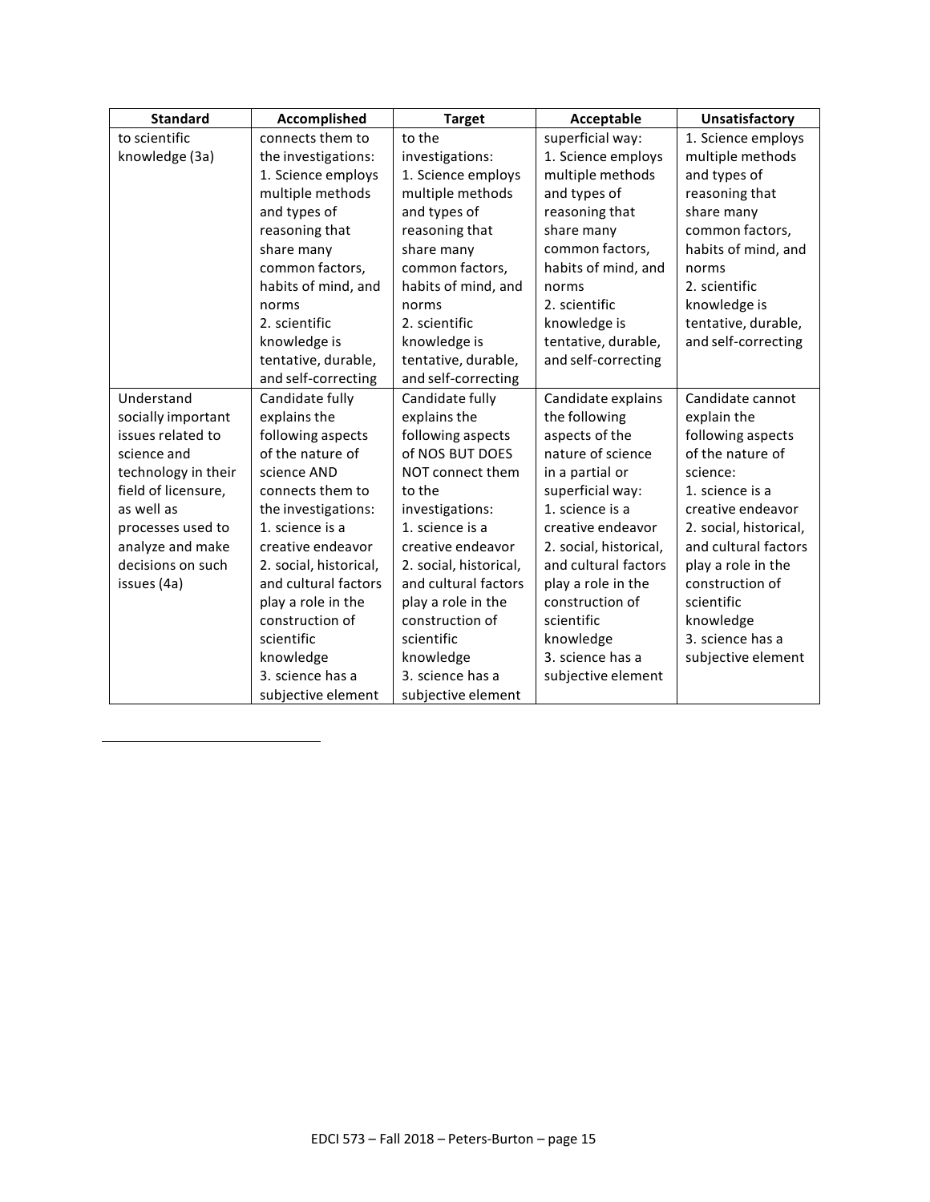| Standard | Accomplished | Target | Acceptable | Unsatisfactory |
|---|---|---|---|---|
| to scientific knowledge (3a) | connects them to the investigations: 1. Science employs multiple methods and types of reasoning that share many common factors, habits of mind, and norms 2. scientific knowledge is tentative, durable, and self-correcting | to the investigations: 1. Science employs multiple methods and types of reasoning that share many common factors, habits of mind, and norms 2. scientific knowledge is tentative, durable, and self-correcting | superficial way: 1. Science employs multiple methods and types of reasoning that share many common factors, habits of mind, and norms 2. scientific knowledge is tentative, durable, and self-correcting | 1. Science employs multiple methods and types of reasoning that share many common factors, habits of mind, and norms 2. scientific knowledge is tentative, durable, and self-correcting |
| Understand socially important issues related to science and technology in their field of licensure, as well as processes used to analyze and make decisions on such issues (4a) | Candidate fully explains the following aspects of the nature of science AND connects them to the investigations: 1. science is a creative endeavor 2. social, historical, and cultural factors play a role in the construction of scientific knowledge 3. science has a subjective element | Candidate fully explains the following aspects of NOS BUT DOES NOT connect them to the investigations: 1. science is a creative endeavor 2. social, historical, and cultural factors play a role in the construction of scientific knowledge 3. science has a subjective element | Candidate explains the following aspects of the nature of science in a partial or superficial way: 1. science is a creative endeavor 2. social, historical, and cultural factors play a role in the construction of scientific knowledge 3. science has a subjective element | Candidate cannot explain the following aspects of the nature of science: 1. science is a creative endeavor 2. social, historical, and cultural factors play a role in the construction of scientific knowledge 3. science has a subjective element |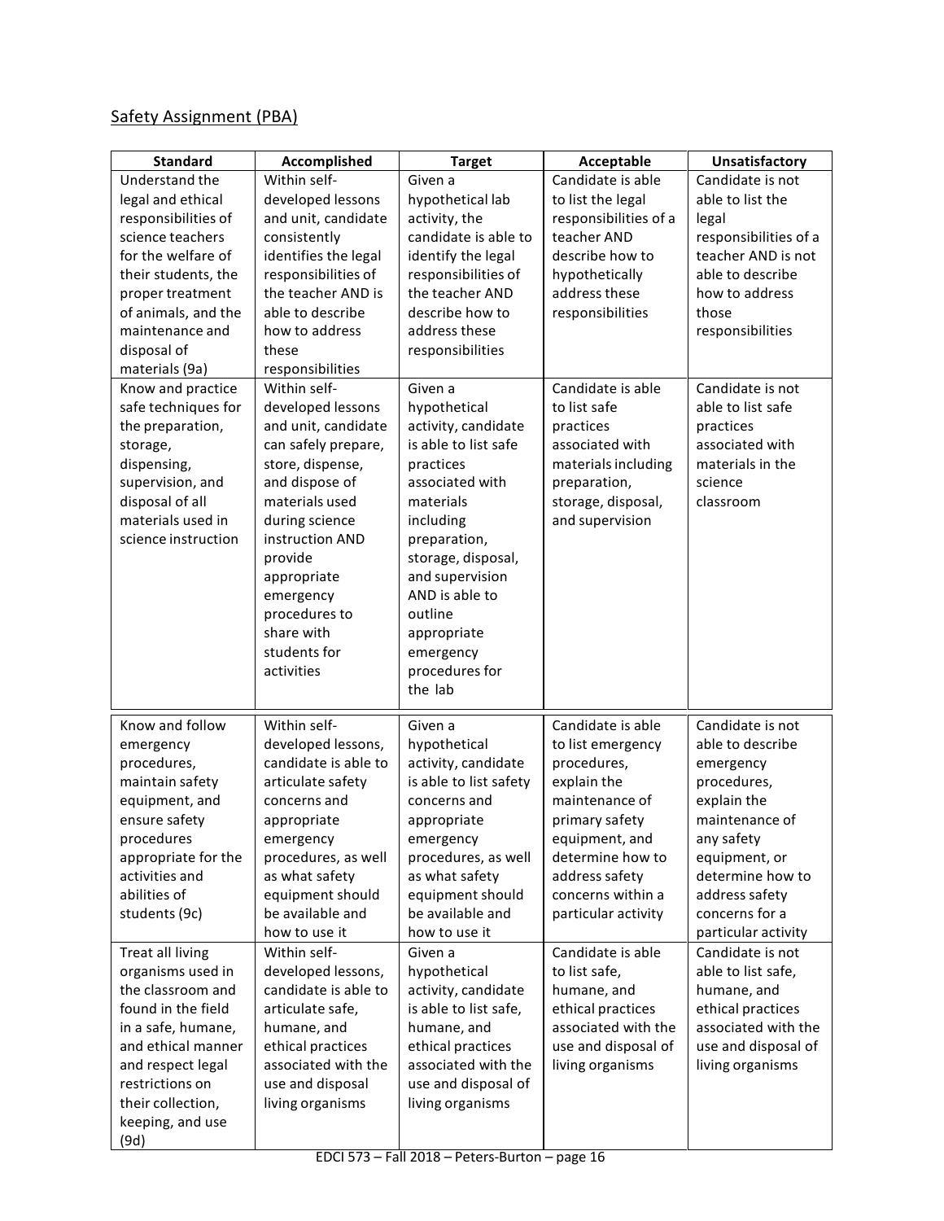Safety Assignment (PBA)

| Standard | Accomplished | Target | Acceptable | Unsatisfactory |
|---|---|---|---|---|
| Understand the legal and ethical responsibilities of science teachers for the welfare of their students, the proper treatment of animals, and the maintenance and disposal of materials (9a) | Within self-developed lessons and unit, candidate consistently identifies the legal responsibilities of the teacher AND is able to describe how to address these responsibilities | Given a hypothetical lab activity, the candidate is able to identify the legal responsibilities of the teacher AND describe how to address these responsibilities | Candidate is able to list the legal responsibilities of a teacher AND describe how to hypothetically address these responsibilities | Candidate is not able to list the legal responsibilities of a teacher AND is not able to describe how to address those responsibilities |
| Know and practice safe techniques for the preparation, storage, dispensing, supervision, and disposal of all materials used in science instruction | Within self-developed lessons and unit, candidate can safely prepare, store, dispense, and dispose of materials used during science instruction AND provide appropriate emergency procedures to share with students for activities | Given a hypothetical activity, candidate is able to list safe practices associated with materials including preparation, storage, disposal, and supervision AND is able to outline appropriate emergency procedures for the lab | Candidate is able to list safe practices associated with materials including preparation, storage, disposal, and supervision | Candidate is not able to list safe practices associated with materials in the science classroom |
| Know and follow emergency procedures, maintain safety equipment, and ensure safety procedures appropriate for the activities and abilities of students (9c) | Within self-developed lessons, candidate is able to articulate safety concerns and appropriate emergency procedures, as well as what safety equipment should be available and how to use it | Given a hypothetical activity, candidate is able to list safety concerns and appropriate emergency procedures, as well as what safety equipment should be available and how to use it | Candidate is able to list emergency procedures, explain the maintenance of primary safety equipment, and determine how to address safety concerns within a particular activity | Candidate is not able to describe emergency procedures, explain the maintenance of any safety equipment, or determine how to address safety concerns for a particular activity |
| Treat all living organisms used in the classroom and found in the field in a safe, humane, and ethical manner and respect legal restrictions on their collection, keeping, and use (9d) | Within self-developed lessons, candidate is able to articulate safe, humane, and ethical practices associated with the use and disposal living organisms | Given a hypothetical activity, candidate is able to list safe, humane, and ethical practices associated with the use and disposal of living organisms | Candidate is able to list safe, humane, and ethical practices associated with the use and disposal of living organisms | Candidate is not able to list safe, humane, and ethical practices associated with the use and disposal of living organisms |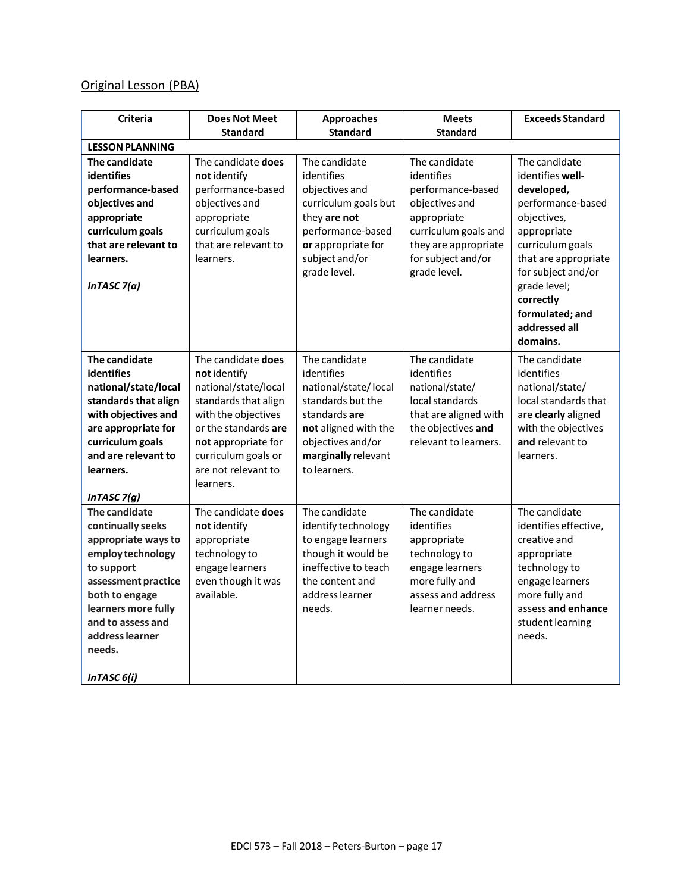Original Lesson (PBA)

| Criteria | Does Not Meet Standard | Approaches Standard | Meets Standard | Exceeds Standard |
|---|---|---|---|---|
| **LESSON PLANNING** | | | | |
| **The candidate identifies performance-based objectives and appropriate curriculum goals that are relevant to learners.** ***InTASC 7(a)*** | The candidate **does not** identify performance-based objectives and appropriate curriculum goals that are relevant to learners. | The candidate identifies objectives and curriculum goals but they **are not** performance-based **or** appropriate for subject and/or grade level. | The candidate identifies performance-based objectives and appropriate curriculum goals and they are appropriate for subject and/or grade level. | The candidate identifies **well-developed,** performance-based objectives, appropriate curriculum goals that are appropriate for subject and/or grade level; **correctly formulated; and addressed all domains.** |
| **The candidate identifies national/state/local standards that align with objectives and are appropriate for curriculum goals and are relevant to learners.** ***InTASC 7(g)*** | The candidate **does not** identify national/state/local standards that align with the objectives or the standards **are not** appropriate for curriculum goals or are not relevant to learners. | The candidate identifies national/state/ local standards but the standards **are not** aligned with the objectives and/or **marginally** relevant to learners. | The candidate identifies national/state/ local standards that are aligned with the objectives **and** relevant to learners. | The candidate identifies national/state/ local standards that are **clearly** aligned with the objectives **and** relevant to learners. |
| **The candidate continually seeks appropriate ways to employ technology to support assessment practice both to engage learners more fully and to assess and address learner needs.** ***InTASC 6(i)*** | The candidate **does not** identify appropriate technology to engage learners even though it was available. | The candidate identify technology to engage learners though it would be ineffective to teach the content and address learner needs. | The candidate identifies appropriate technology to engage learners more fully and assess and address learner needs. | The candidate identifies effective, creative and appropriate technology to engage learners more fully and assess **and enhance** student learning needs. |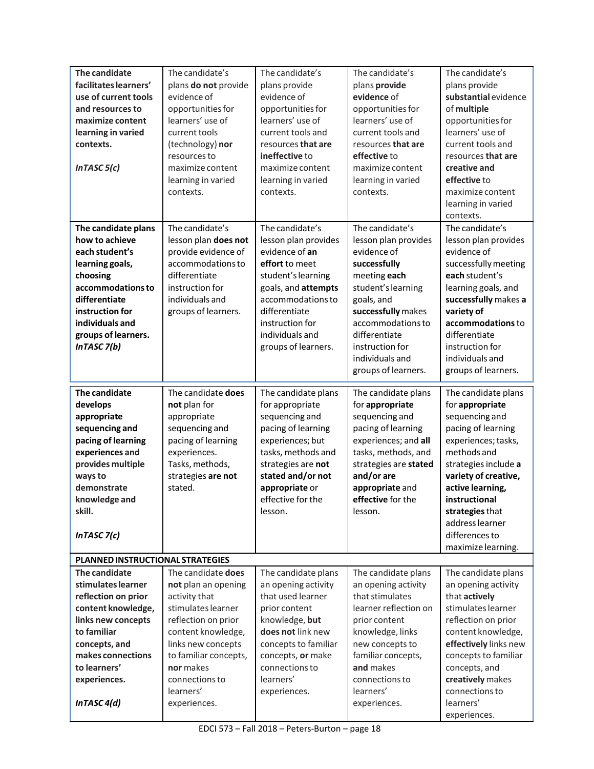| **The candidate facilitates learners' use of current tools and resources to maximize content learning in varied contexts.** <br><br> ***InTASC 5(c)*** | The candidate's plans **do not** provide evidence of opportunities for learners' use of current tools (technology) **nor** resources to maximize content learning in varied contexts. | The candidate's plans provide evidence of opportunities for learners' use of current tools and resources **that are ineffective** to maximize content learning in varied contexts. | The candidate's plans **provide evidence** of opportunities for learners' use of current tools and resources **that are effective** to maximize content learning in varied contexts. | The candidate's plans provide **substantial** evidence of **multiple** opportunities for learners' use of current tools and resources **that are creative and effective** to maximize content learning in varied contexts. |
|---|---|---|---|---|
| **The candidate plans how to achieve each student's learning goals, choosing accommodations to differentiate instruction for individuals and groups of learners.** <br> ***InTASC 7(b)*** | The candidate's lesson plan **does not** provide evidence of accommodations to differentiate instruction for individuals and groups of learners. | The candidate's lesson plan provides evidence of **an effort** to meet student's learning goals, and **attempts** accommodations to differentiate instruction for individuals and groups of learners. | The candidate's lesson plan provides evidence of **successfully** meeting **each** student's learning goals, and **successfully** makes accommodations to differentiate instruction for individuals and groups of learners. | The candidate's lesson plan provides evidence of successfully meeting **each** student's learning goals, and **successfully makes a variety of accommodations** to differentiate instruction for individuals and groups of learners. |
| **The candidate develops appropriate sequencing and pacing of learning experiences and provides multiple ways to demonstrate knowledge and skill.** <br><br> ***InTASC 7(c)*** | The candidate **does not** plan for appropriate sequencing and pacing of learning experiences. Tasks, methods, strategies **are not** stated. | The candidate plans for appropriate sequencing and pacing of learning experiences; but tasks, methods and strategies are **not stated and/or not appropriate** or effective for the lesson. | The candidate plans for **appropriate** sequencing and pacing of learning experiences; and **all** tasks, methods, and strategies are **stated and/or are appropriate** and **effective** for the lesson. | The candidate plans for **appropriate** sequencing and pacing of learning experiences; tasks, methods and strategies include **a variety of creative, active learning, instructional strategies** that address learner differences to maximize learning. |
| **PLANNED INSTRUCTIONAL STRATEGIES** | | | | |
| **The candidate stimulates learner reflection on prior content knowledge, links new concepts to familiar concepts, and makes connections to learners' experiences.** <br><br> ***InTASC 4(d)*** | The candidate **does not** plan an opening activity that stimulates learner reflection on prior content knowledge, links new concepts to familiar concepts, **nor** makes connections to learners' experiences. | The candidate plans an opening activity that used learner prior content knowledge, **but does not** link new concepts to familiar concepts, **or** make connections to learners' experiences. | The candidate plans an opening activity that stimulates learner reflection on prior content knowledge, links new concepts to familiar concepts, **and** makes connections to learners' experiences. | The candidate plans an opening activity that **actively** stimulates learner reflection on prior content knowledge, **effectively** links new concepts to familiar concepts, and **creatively** makes connections to learners' experiences. |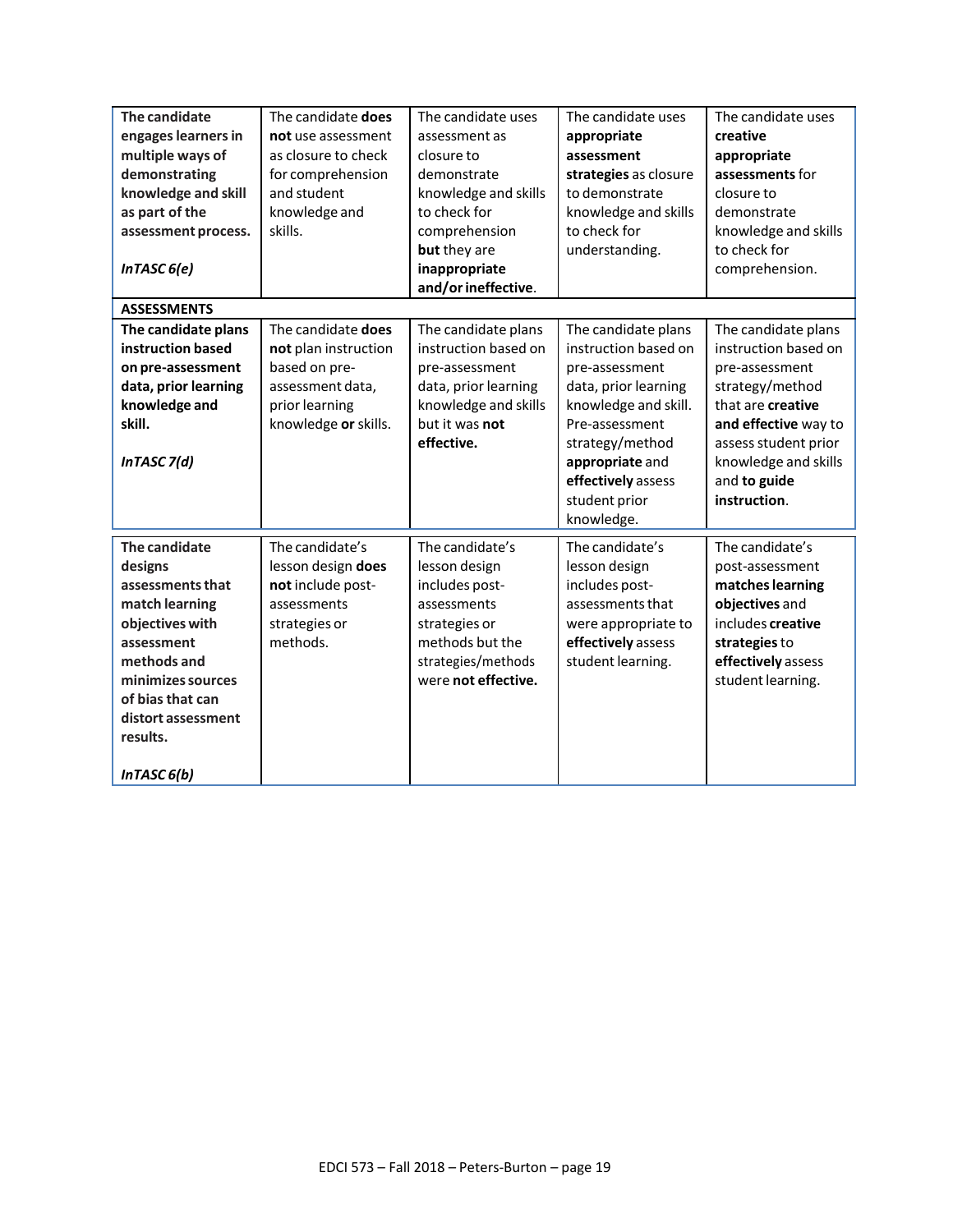| | | | | |
|---|---|---|---|---|
| **The candidate engages learners in multiple ways of demonstrating knowledge and skill as part of the assessment process.**<br><br>***InTASC 6(e)*** | The candidate **does not** use assessment as closure to check for comprehension and student knowledge and skills. | The candidate uses assessment as closure to demonstrate knowledge and skills to check for comprehension **but** they are **inappropriate and/or ineffective**. | The candidate uses **appropriate assessment strategies** as closure to demonstrate knowledge and skills to check for understanding. | The candidate uses **creative appropriate assessments** for closure to demonstrate knowledge and skills to check for comprehension. |
| **ASSESSMENTS** | | | | |
| **The candidate plans instruction based on pre-assessment data, prior learning knowledge and skill.**<br><br>***InTASC 7(d)*** | The candidate **does not** plan instruction based on pre-assessment data, prior learning knowledge **or** skills. | The candidate plans instruction based on pre-assessment data, prior learning knowledge and skills but it was **not effective.** | The candidate plans instruction based on pre-assessment data, prior learning knowledge and skill. Pre-assessment strategy/method **appropriate** and **effectively** assess student prior knowledge. | The candidate plans instruction based on pre-assessment strategy/method that are **creative and effective** way to assess student prior knowledge and skills and **to guide instruction**. |
| **The candidate designs assessments that match learning objectives with assessment methods and minimizes sources of bias that can distort assessment results.**<br><br>***InTASC 6(b)*** | The candidate's lesson design **does not** include post-assessments strategies or methods. | The candidate's lesson design includes post-assessments strategies or methods but the strategies/methods were **not effective.** | The candidate's lesson design includes post-assessments that were appropriate to **effectively** assess student learning. | The candidate's post-assessment **matches learning objectives** and includes **creative strategies** to **effectively** assess student learning. |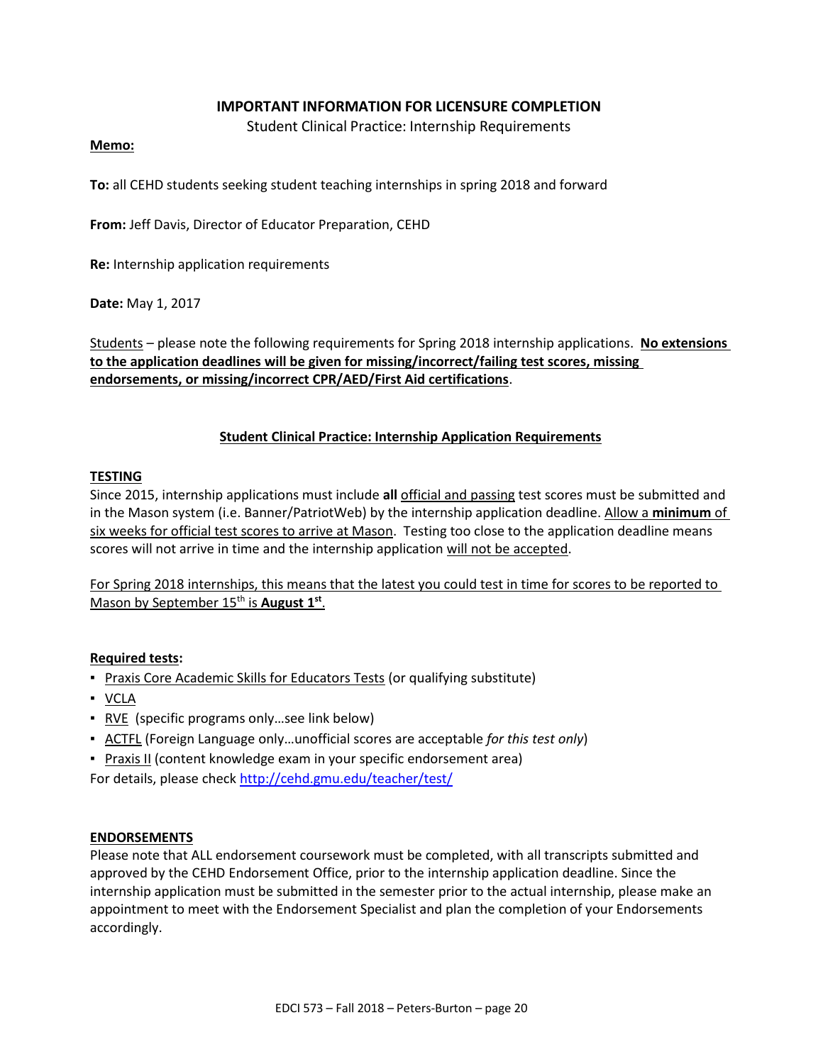## IMPORTANT INFORMATION FOR LICENSURE COMPLETION

Student Clinical Practice: Internship Requirements

**Memo:**

**To:** all CEHD students seeking student teaching internships in spring 2018 and forward

**From:** Jeff Davis, Director of Educator Preparation, CEHD

**Re:** Internship application requirements

**Date:** May 1, 2017

Students – please note the following requirements for Spring 2018 internship applications. **No extensions to the application deadlines will be given for missing/incorrect/failing test scores, missing endorsements, or missing/incorrect CPR/AED/First Aid certifications**.

### Student Clinical Practice: Internship Application Requirements

**TESTING**

Since 2015, internship applications must include **all** official and passing test scores must be submitted and in the Mason system (i.e. Banner/PatriotWeb) by the internship application deadline. Allow a **minimum** of six weeks for official test scores to arrive at Mason. Testing too close to the application deadline means scores will not arrive in time and the internship application will not be accepted.

For Spring 2018 internships, this means that the latest you could test in time for scores to be reported to Mason by September 15th is **August 1st**.

**Required tests:**

- Praxis Core Academic Skills for Educators Tests (or qualifying substitute)
- VCLA
- RVE (specific programs only…see link below)
- ACTFL (Foreign Language only…unofficial scores are acceptable *for this test only*)
- Praxis II (content knowledge exam in your specific endorsement area)

For details, please check http://cehd.gmu.edu/teacher/test/

**ENDORSEMENTS**

Please note that ALL endorsement coursework must be completed, with all transcripts submitted and approved by the CEHD Endorsement Office, prior to the internship application deadline. Since the internship application must be submitted in the semester prior to the actual internship, please make an appointment to meet with the Endorsement Specialist and plan the completion of your Endorsements accordingly.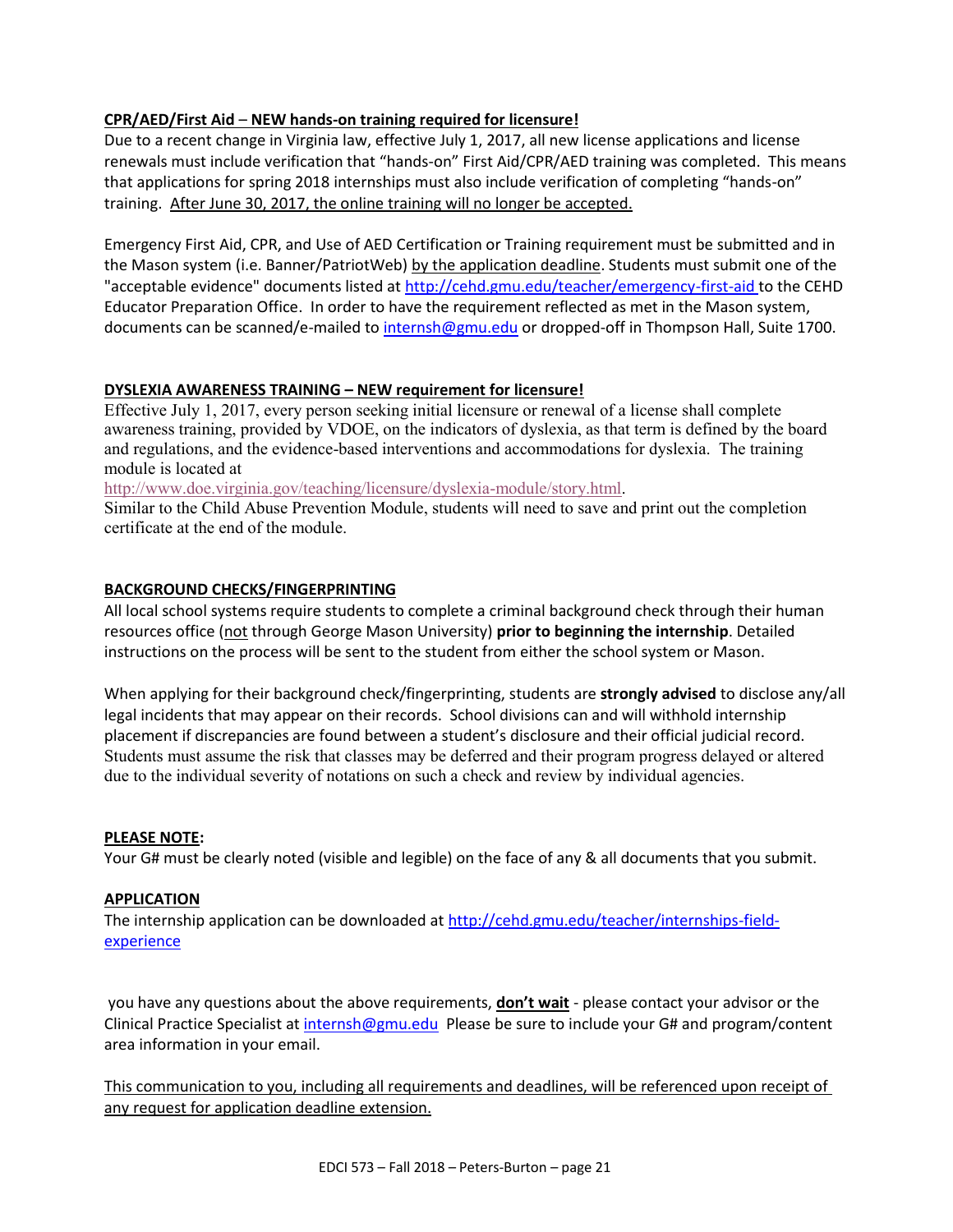**CPR/AED/First Aid – NEW hands-on training required for licensure!**

Due to a recent change in Virginia law, effective July 1, 2017, all new license applications and license renewals must include verification that "hands-on" First Aid/CPR/AED training was completed. This means that applications for spring 2018 internships must also include verification of completing "hands-on" training. After June 30, 2017, the online training will no longer be accepted.

Emergency First Aid, CPR, and Use of AED Certification or Training requirement must be submitted and in the Mason system (i.e. Banner/PatriotWeb) by the application deadline. Students must submit one of the "acceptable evidence" documents listed at http://cehd.gmu.edu/teacher/emergency-first-aid to the CEHD Educator Preparation Office. In order to have the requirement reflected as met in the Mason system, documents can be scanned/e-mailed to internsh@gmu.edu or dropped-off in Thompson Hall, Suite 1700.

**DYSLEXIA AWARENESS TRAINING – NEW requirement for licensure!**

Effective July 1, 2017, every person seeking initial licensure or renewal of a license shall complete awareness training, provided by VDOE, on the indicators of dyslexia, as that term is defined by the board and regulations, and the evidence-based interventions and accommodations for dyslexia. The training module is located at http://www.doe.virginia.gov/teaching/licensure/dyslexia-module/story.html.

Similar to the Child Abuse Prevention Module, students will need to save and print out the completion certificate at the end of the module.

**BACKGROUND CHECKS/FINGERPRINTING**

All local school systems require students to complete a criminal background check through their human resources office (not through George Mason University) **prior to beginning the internship**. Detailed instructions on the process will be sent to the student from either the school system or Mason.

When applying for their background check/fingerprinting, students are **strongly advised** to disclose any/all legal incidents that may appear on their records. School divisions can and will withhold internship placement if discrepancies are found between a student's disclosure and their official judicial record. Students must assume the risk that classes may be deferred and their program progress delayed or altered due to the individual severity of notations on such a check and review by individual agencies.

**PLEASE NOTE:**

Your G# must be clearly noted (visible and legible) on the face of any & all documents that you submit.

**APPLICATION**

The internship application can be downloaded at http://cehd.gmu.edu/teacher/internships-field-experience

you have any questions about the above requirements, **don't wait** - please contact your advisor or the Clinical Practice Specialist at internsh@gmu.edu Please be sure to include your G# and program/content area information in your email.

This communication to you, including all requirements and deadlines, will be referenced upon receipt of any request for application deadline extension.